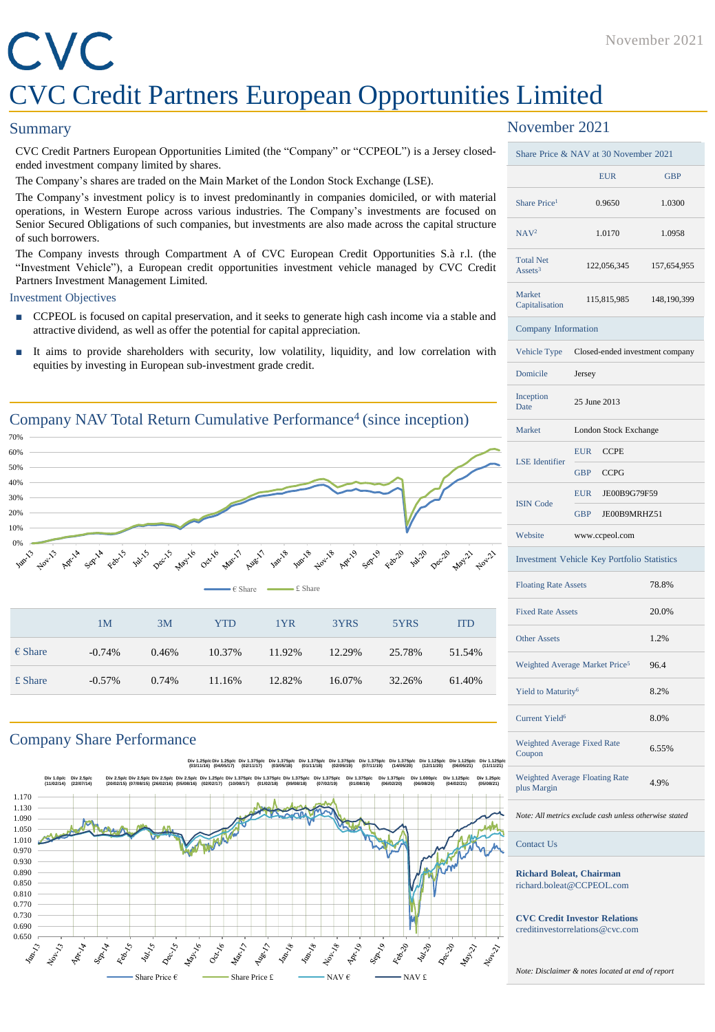# CVC

November 2021

# CVC Credit Partners European Opportunities Limited

## Summary

CVC Credit Partners European Opportunities Limited (the "Company" or "CCPEOL") is a Jersey closed-ended investment company limited by shares.

The Company's shares are traded on the Main Market of the London Stock Exchange (LSE).

The Company's investment policy is to invest predominantly in companies domiciled, or with material operations, in Western Europe across various industries. The Company's investments are focused on Senior Secured Obligations of such companies, but investments are also made across the capital structure of such borrowers.

The Company invests through Compartment A of CVC European Credit Opportunities S.à r.l. (the "Investment Vehicle"), a European credit opportunities investment vehicle managed by CVC Credit Partners Investment Management Limited.

### Investment Objectives

- CCPEOL is focused on capital preservation, and it seeks to generate high cash income via a stable and attractive dividend, as well as offer the potential for capital appreciation.
- It aims to provide shareholders with security, low volatility, liquidity, and low correlation with equities by investing in European sub-investment grade credit.

## Company NAV Total Return Cumulative Performance[4] (since inception)

€ Share — £ Share

| | 1M | 3M | YTD | 1YR | 3YRS | 5YRS | ITD |
|---|---|---|---|---|---|---|---|
| € Share | -0.74% | 0.46% | 10.37% | 11.92% | 12.29% | 25.78% | 51.54% |
| £ Share | -0.57% | 0.74% | 11.16% | 12.82% | 16.07% | 32.26% | 61.40% |

## Company Share Performance

Div 1.0p/c (11/02/14), Div 2.5p/c (22/07/14), Div 2.5p/c (20/02/15), Div 2.5p/c (07/08/15), Div 2.5p/c (26/02/16), Div 2.5p/c (05/08/16), Div 1.25p/c (03/11/16), Div 1.25p/c (02/02/17), Div 1.25p/c (04/05/17), Div 1.375p/c (10/08/17), Div 1.375p/c (02/11/17), Div 1.375p/c (01/02/18), Div 1.375p/c (03/05/18), Div 1.375p/c (09/08/18), Div 1.375p/c (01/11/18), Div 1.375p/c (07/02/19), Div 1.375p/c (02/05/19), Div 1.375p/c (01/08/19), Div 1.375p/c (07/11/19), Div 1.375p/c (06/02/20), Div 1.375p/c (14/05/20), Div 1.000p/c (06/08/20), Div 1.125p/c (12/11/20), Div 1.125p/c (04/02/21), Div 1.125p/c (06/05/21), Div 1.25p/c (05/08/21), Div 1.125p/c (11/11/21)

Share Price € — Share Price £ — NAV € — NAV £

## November 2021

| Share Price & NAV at 30 November 2021 | EUR | GBP |
|---|---|---|
| Share Price[1] | 0.9650 | 1.0300 |
| NAV[2] | 1.0170 | 1.0958 |
| Total Net Assets[3] | 122,056,345 | 157,654,955 |
| Market Capitalisation | 115,815,985 | 148,190,399 |

| Company Information | |
|---|---|
| Vehicle Type | Closed-ended investment company |
| Domicile | Jersey |
| Inception Date | 25 June 2013 |
| Market | London Stock Exchange |
| LSE Identifier | EUR CCPE |
| | GBP CCPG |
| ISIN Code | EUR JE00B9G79F59 |
| | GBP JE00B9MRHZ51 |
| Website | www.ccpeol.com |

| Investment Vehicle Key Portfolio Statistics | |
|---|---|
| Floating Rate Assets | 78.8% |
| Fixed Rate Assets | 20.0% |
| Other Assets | 1.2% |
| Weighted Average Market Price[5] | 96.4 |
| Yield to Maturity[6] | 8.2% |
| Current Yield[6] | 8.0% |
| Weighted Average Fixed Rate Coupon | 6.55% |
| Weighted Average Floating Rate plus Margin | 4.9% |

*Note: All metrics exclude cash unless otherwise stated*

### Contact Us

**Richard Boleat, Chairman**
richard.boleat@CCPEOL.com

**CVC Credit Investor Relations**
creditinvestorrelations@cvc.com

*Note: Disclaimer & notes located at end of report*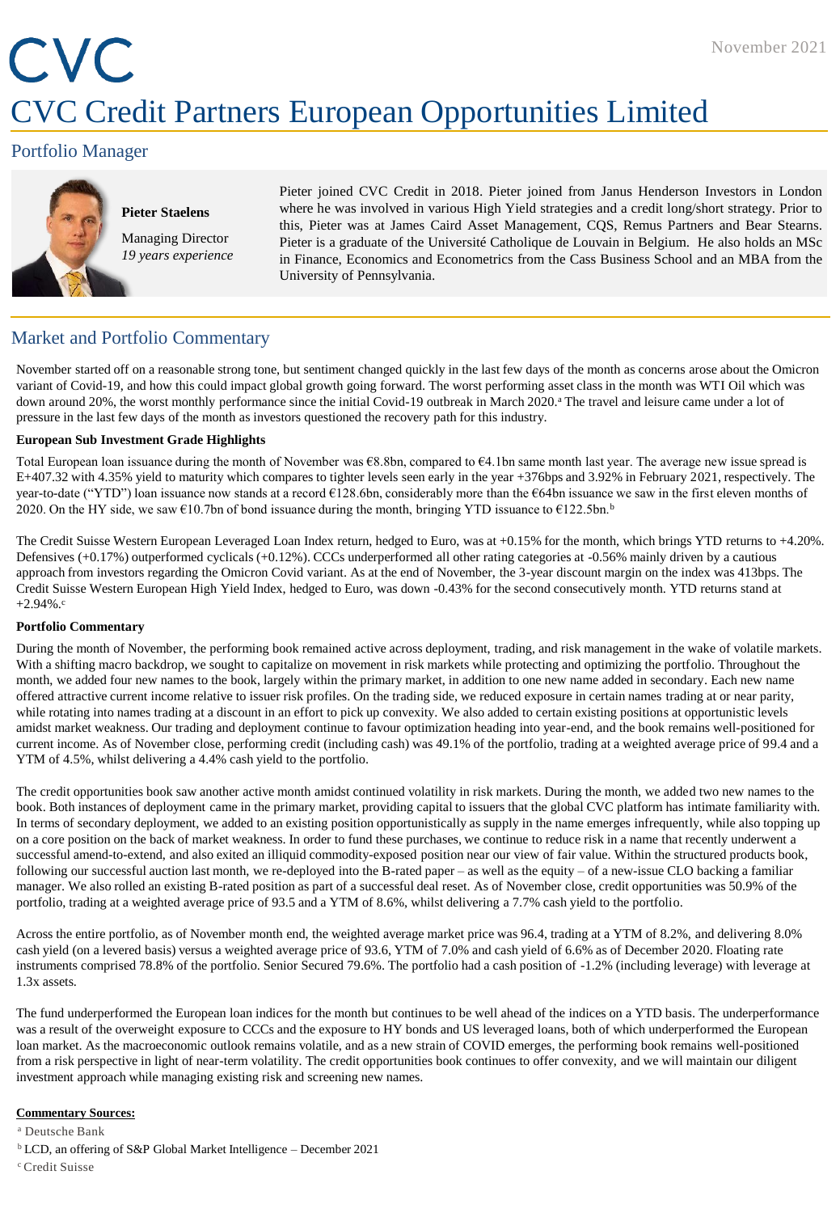# CVC Credit Partners European Opportunities Limited

November 2021

## Portfolio Manager

**Pieter Staelens**

Managing Director
*19 years experience*

Pieter joined CVC Credit in 2018. Pieter joined from Janus Henderson Investors in London where he was involved in various High Yield strategies and a credit long/short strategy. Prior to this, Pieter was at James Caird Asset Management, CQS, Remus Partners and Bear Stearns. Pieter is a graduate of the Université Catholique de Louvain in Belgium. He also holds an MSc in Finance, Economics and Econometrics from the Cass Business School and an MBA from the University of Pennsylvania.

## Market and Portfolio Commentary

November started off on a reasonable strong tone, but sentiment changed quickly in the last few days of the month as concerns arose about the Omicron variant of Covid-19, and how this could impact global growth going forward. The worst performing asset class in the month was WTI Oil which was down around 20%, the worst monthly performance since the initial Covid-19 outbreak in March 2020.[a] The travel and leisure came under a lot of pressure in the last few days of the month as investors questioned the recovery path for this industry.

**European Sub Investment Grade Highlights**

Total European loan issuance during the month of November was €8.8bn, compared to €4.1bn same month last year. The average new issue spread is E+407.32 with 4.35% yield to maturity which compares to tighter levels seen early in the year +376bps and 3.92% in February 2021, respectively. The year-to-date ("YTD") loan issuance now stands at a record €128.6bn, considerably more than the €64bn issuance we saw in the first eleven months of 2020. On the HY side, we saw €10.7bn of bond issuance during the month, bringing YTD issuance to €122.5bn.[b]

The Credit Suisse Western European Leveraged Loan Index return, hedged to Euro, was at +0.15% for the month, which brings YTD returns to +4.20%. Defensives (+0.17%) outperformed cyclicals (+0.12%). CCCs underperformed all other rating categories at -0.56% mainly driven by a cautious approach from investors regarding the Omicron Covid variant. As at the end of November, the 3-year discount margin on the index was 413bps. The Credit Suisse Western European High Yield Index, hedged to Euro, was down -0.43% for the second consecutively month. YTD returns stand at +2.94%.[c]

**Portfolio Commentary**

During the month of November, the performing book remained active across deployment, trading, and risk management in the wake of volatile markets. With a shifting macro backdrop, we sought to capitalize on movement in risk markets while protecting and optimizing the portfolio. Throughout the month, we added four new names to the book, largely within the primary market, in addition to one new name added in secondary. Each new name offered attractive current income relative to issuer risk profiles. On the trading side, we reduced exposure in certain names trading at or near parity, while rotating into names trading at a discount in an effort to pick up convexity. We also added to certain existing positions at opportunistic levels amidst market weakness. Our trading and deployment continue to favour optimization heading into year-end, and the book remains well-positioned for current income. As of November close, performing credit (including cash) was 49.1% of the portfolio, trading at a weighted average price of 99.4 and a YTM of 4.5%, whilst delivering a 4.4% cash yield to the portfolio.

The credit opportunities book saw another active month amidst continued volatility in risk markets. During the month, we added two new names to the book. Both instances of deployment came in the primary market, providing capital to issuers that the global CVC platform has intimate familiarity with. In terms of secondary deployment, we added to an existing position opportunistically as supply in the name emerges infrequently, while also topping up on a core position on the back of market weakness. In order to fund these purchases, we continue to reduce risk in a name that recently underwent a successful amend-to-extend, and also exited an illiquid commodity-exposed position near our view of fair value. Within the structured products book, following our successful auction last month, we re-deployed into the B-rated paper – as well as the equity – of a new-issue CLO backing a familiar manager. We also rolled an existing B-rated position as part of a successful deal reset. As of November close, credit opportunities was 50.9% of the portfolio, trading at a weighted average price of 93.5 and a YTM of 8.6%, whilst delivering a 7.7% cash yield to the portfolio.

Across the entire portfolio, as of November month end, the weighted average market price was 96.4, trading at a YTM of 8.2%, and delivering 8.0% cash yield (on a levered basis) versus a weighted average price of 93.6, YTM of 7.0% and cash yield of 6.6% as of December 2020. Floating rate instruments comprised 78.8% of the portfolio. Senior Secured 79.6%. The portfolio had a cash position of -1.2% (including leverage) with leverage at 1.3x assets.

The fund underperformed the European loan indices for the month but continues to be well ahead of the indices on a YTD basis. The underperformance was a result of the overweight exposure to CCCs and the exposure to HY bonds and US leveraged loans, both of which underperformed the European loan market. As the macroeconomic outlook remains volatile, and as a new strain of COVID emerges, the performing book remains well-positioned from a risk perspective in light of near-term volatility. The credit opportunities book continues to offer convexity, and we will maintain our diligent investment approach while managing existing risk and screening new names.

**Commentary Sources:**

[a] Deutsche Bank
[b] LCD, an offering of S&P Global Market Intelligence – December 2021
[c] Credit Suisse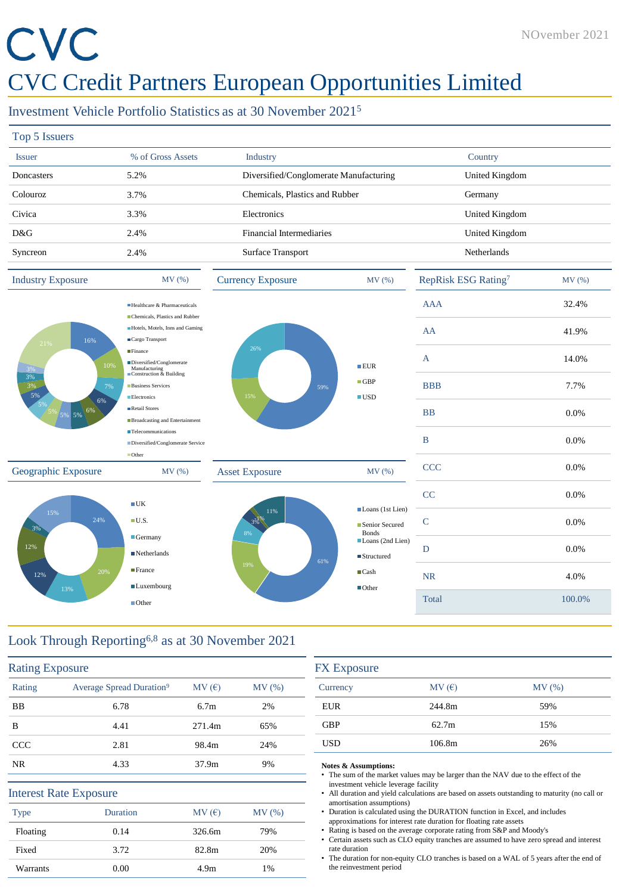# CVC Credit Partners European Opportunities Limited

NOvember 2021

## Investment Vehicle Portfolio Statistics as at 30 November 2021[5]

### Top 5 Issuers

| Issuer | % of Gross Assets | Industry | Country |
|---|---|---|---|
| Doncasters | 5.2% | Diversified/Conglomerate Manufacturing | United Kingdom |
| Colouroz | 3.7% | Chemicals, Plastics and Rubber | Germany |
| Civica | 3.3% | Electronics | United Kingdom |
| D&G | 2.4% | Financial Intermediaries | United Kingdom |
| Syncreon | 2.4% | Surface Transport | Netherlands |

### Industry Exposure — MV (%)

| Industry | MV (%) |
|---|---|
| Healthcare & Pharmaceuticals | 16% |
| Chemicals, Plastics and Rubber | 10% |
| Hotels, Motels, Inns and Gaming | 7% |
| Cargo Transport | 6% |
| Finance | 6% |
| Diversified/Conglomerate Manufacturing | 5% |
| Construction & Building | 5% |
| Business Services | 5% |
| Electronics | 5% |
| Retail Stores | 5% |
| Broadcasting and Entertainment | 3% |
| Telecommunications | 3% |
| Diversified/Conglomerate Service | 3% |
| Other | 21% |

### Currency Exposure — MV (%)

| Currency | MV (%) |
|---|---|
| EUR | 59% |
| GBP | 15% |
| USD | 26% |

### RepRisk ESG Rating[7]

| Rating | MV (%) |
|---|---|
| AAA | 32.4% |
| AA | 41.9% |
| A | 14.0% |
| BBB | 7.7% |
| BB | 0.0% |
| B | 0.0% |
| CCC | 0.0% |
| CC | 0.0% |
| C | 0.0% |
| D | 0.0% |
| NR | 4.0% |
| Total | 100.0% |

### Geographic Exposure — MV (%)

| Country | MV (%) |
|---|---|
| UK | 24% |
| U.S. | 20% |
| Germany | 13% |
| Netherlands | 12% |
| France | 12% |
| Luxembourg | 3% |
| Other | 15% |

### Asset Exposure — MV (%)

| Asset | MV (%) |
|---|---|
| Loans (1st Lien) | 61% |
| Senior Secured Bonds | 19% |
| Loans (2nd Lien) | 8% |
| Structured | 3% |
| Cash | 1% |
| Other | 11% |

## Look Through Reporting[6,8] as at 30 November 2021

### Rating Exposure

| Rating | Average Spread Duration[9] | MV (€) | MV (%) |
|---|---|---|---|
| BB | 6.78 | 6.7m | 2% |
| B | 4.41 | 271.4m | 65% |
| CCC | 2.81 | 98.4m | 24% |
| NR | 4.33 | 37.9m | 9% |

### Interest Rate Exposure

| Type | Duration | MV (€) | MV (%) |
|---|---|---|---|
| Floating | 0.14 | 326.6m | 79% |
| Fixed | 3.72 | 82.8m | 20% |
| Warrants | 0.00 | 4.9m | 1% |

### FX Exposure

| Currency | MV (€) | MV (%) |
|---|---|---|
| EUR | 244.8m | 59% |
| GBP | 62.7m | 15% |
| USD | 106.8m | 26% |

**Notes & Assumptions:**

- The sum of the market values may be larger than the NAV due to the effect of the investment vehicle leverage facility
- All duration and yield calculations are based on assets outstanding to maturity (no call or amortisation assumptions)
- Duration is calculated using the DURATION function in Excel, and includes approximations for interest rate duration for floating rate assets
- Rating is based on the average corporate rating from S&P and Moody's
- Certain assets such as CLO equity tranches are assumed to have zero spread and interest rate duration
- The duration for non-equity CLO tranches is based on a WAL of 5 years after the end of the reinvestment period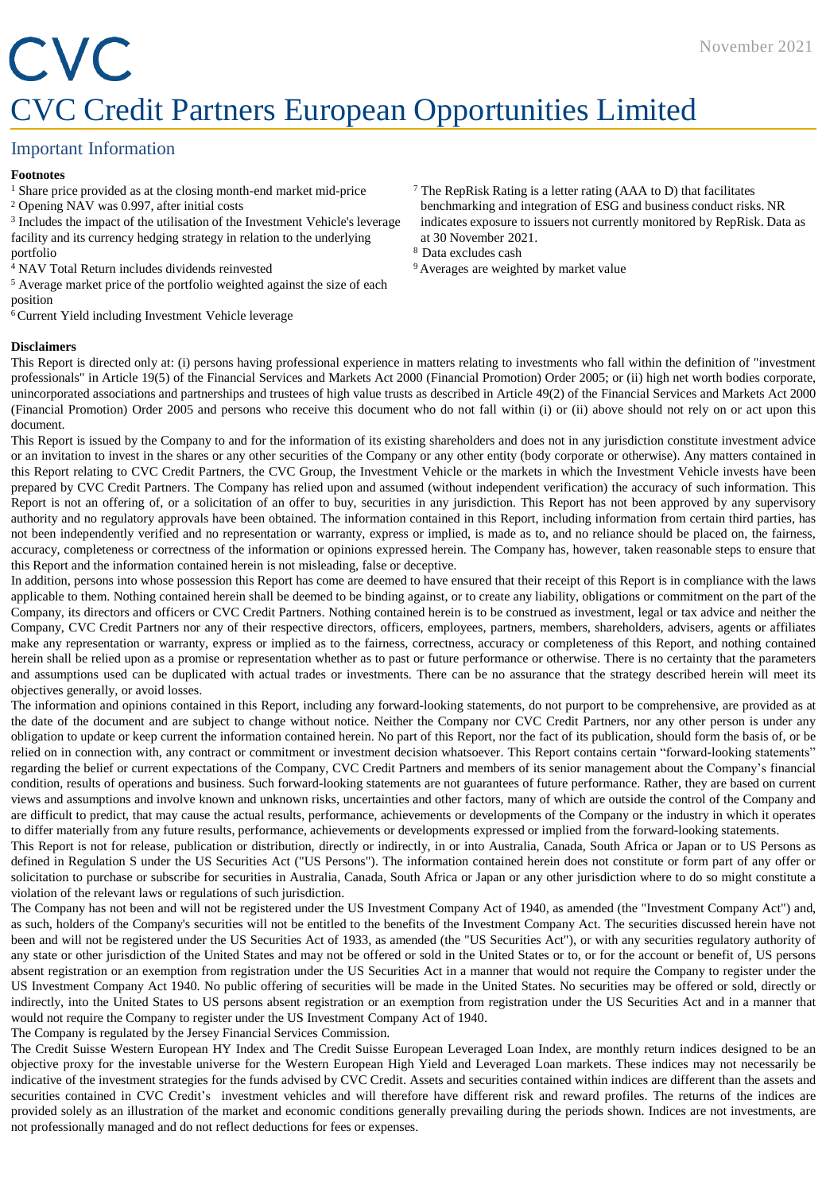CVC

November 2021

# CVC Credit Partners European Opportunities Limited

## Important Information

**Footnotes**

[1] Share price provided as at the closing month-end market mid-price

[2] Opening NAV was 0.997, after initial costs

[3] Includes the impact of the utilisation of the Investment Vehicle's leverage facility and its currency hedging strategy in relation to the underlying portfolio

[4] NAV Total Return includes dividends reinvested

[5] Average market price of the portfolio weighted against the size of each position

[6] Current Yield including Investment Vehicle leverage

[7] The RepRisk Rating is a letter rating (AAA to D) that facilitates benchmarking and integration of ESG and business conduct risks. NR indicates exposure to issuers not currently monitored by RepRisk. Data as at 30 November 2021.

[8] Data excludes cash

[9] Averages are weighted by market value

**Disclaimers**

This Report is directed only at: (i) persons having professional experience in matters relating to investments who fall within the definition of "investment professionals" in Article 19(5) of the Financial Services and Markets Act 2000 (Financial Promotion) Order 2005; or (ii) high net worth bodies corporate, unincorporated associations and partnerships and trustees of high value trusts as described in Article 49(2) of the Financial Services and Markets Act 2000 (Financial Promotion) Order 2005 and persons who receive this document who do not fall within (i) or (ii) above should not rely on or act upon this document.

This Report is issued by the Company to and for the information of its existing shareholders and does not in any jurisdiction constitute investment advice or an invitation to invest in the shares or any other securities of the Company or any other entity (body corporate or otherwise). Any matters contained in this Report relating to CVC Credit Partners, the CVC Group, the Investment Vehicle or the markets in which the Investment Vehicle invests have been prepared by CVC Credit Partners. The Company has relied upon and assumed (without independent verification) the accuracy of such information. This Report is not an offering of, or a solicitation of an offer to buy, securities in any jurisdiction. This Report has not been approved by any supervisory authority and no regulatory approvals have been obtained. The information contained in this Report, including information from certain third parties, has not been independently verified and no representation or warranty, express or implied, is made as to, and no reliance should be placed on, the fairness, accuracy, completeness or correctness of the information or opinions expressed herein. The Company has, however, taken reasonable steps to ensure that this Report and the information contained herein is not misleading, false or deceptive.

In addition, persons into whose possession this Report has come are deemed to have ensured that their receipt of this Report is in compliance with the laws applicable to them. Nothing contained herein shall be deemed to be binding against, or to create any liability, obligations or commitment on the part of the Company, its directors and officers or CVC Credit Partners. Nothing contained herein is to be construed as investment, legal or tax advice and neither the Company, CVC Credit Partners nor any of their respective directors, officers, employees, partners, members, shareholders, advisers, agents or affiliates make any representation or warranty, express or implied as to the fairness, correctness, accuracy or completeness of this Report, and nothing contained herein shall be relied upon as a promise or representation whether as to past or future performance or otherwise. There is no certainty that the parameters and assumptions used can be duplicated with actual trades or investments. There can be no assurance that the strategy described herein will meet its objectives generally, or avoid losses.

The information and opinions contained in this Report, including any forward-looking statements, do not purport to be comprehensive, are provided as at the date of the document and are subject to change without notice. Neither the Company nor CVC Credit Partners, nor any other person is under any obligation to update or keep current the information contained herein. No part of this Report, nor the fact of its publication, should form the basis of, or be relied on in connection with, any contract or commitment or investment decision whatsoever. This Report contains certain "forward-looking statements" regarding the belief or current expectations of the Company, CVC Credit Partners and members of its senior management about the Company's financial condition, results of operations and business. Such forward-looking statements are not guarantees of future performance. Rather, they are based on current views and assumptions and involve known and unknown risks, uncertainties and other factors, many of which are outside the control of the Company and are difficult to predict, that may cause the actual results, performance, achievements or developments of the Company or the industry in which it operates to differ materially from any future results, performance, achievements or developments expressed or implied from the forward-looking statements.

This Report is not for release, publication or distribution, directly or indirectly, in or into Australia, Canada, South Africa or Japan or to US Persons as defined in Regulation S under the US Securities Act ("US Persons"). The information contained herein does not constitute or form part of any offer or solicitation to purchase or subscribe for securities in Australia, Canada, South Africa or Japan or any other jurisdiction where to do so might constitute a violation of the relevant laws or regulations of such jurisdiction.

The Company has not been and will not be registered under the US Investment Company Act of 1940, as amended (the "Investment Company Act") and, as such, holders of the Company's securities will not be entitled to the benefits of the Investment Company Act. The securities discussed herein have not been and will not be registered under the US Securities Act of 1933, as amended (the "US Securities Act"), or with any securities regulatory authority of any state or other jurisdiction of the United States and may not be offered or sold in the United States or to, or for the account or benefit of, US persons absent registration or an exemption from registration under the US Securities Act in a manner that would not require the Company to register under the US Investment Company Act 1940. No public offering of securities will be made in the United States. No securities may be offered or sold, directly or indirectly, into the United States to US persons absent registration or an exemption from registration under the US Securities Act and in a manner that would not require the Company to register under the US Investment Company Act of 1940.

The Company is regulated by the Jersey Financial Services Commission.

The Credit Suisse Western European HY Index and The Credit Suisse European Leveraged Loan Index, are monthly return indices designed to be an objective proxy for the investable universe for the Western European High Yield and Leveraged Loan markets. These indices may not necessarily be indicative of the investment strategies for the funds advised by CVC Credit. Assets and securities contained within indices are different than the assets and securities contained in CVC Credit's investment vehicles and will therefore have different risk and reward profiles. The returns of the indices are provided solely as an illustration of the market and economic conditions generally prevailing during the periods shown. Indices are not investments, are not professionally managed and do not reflect deductions for fees or expenses.